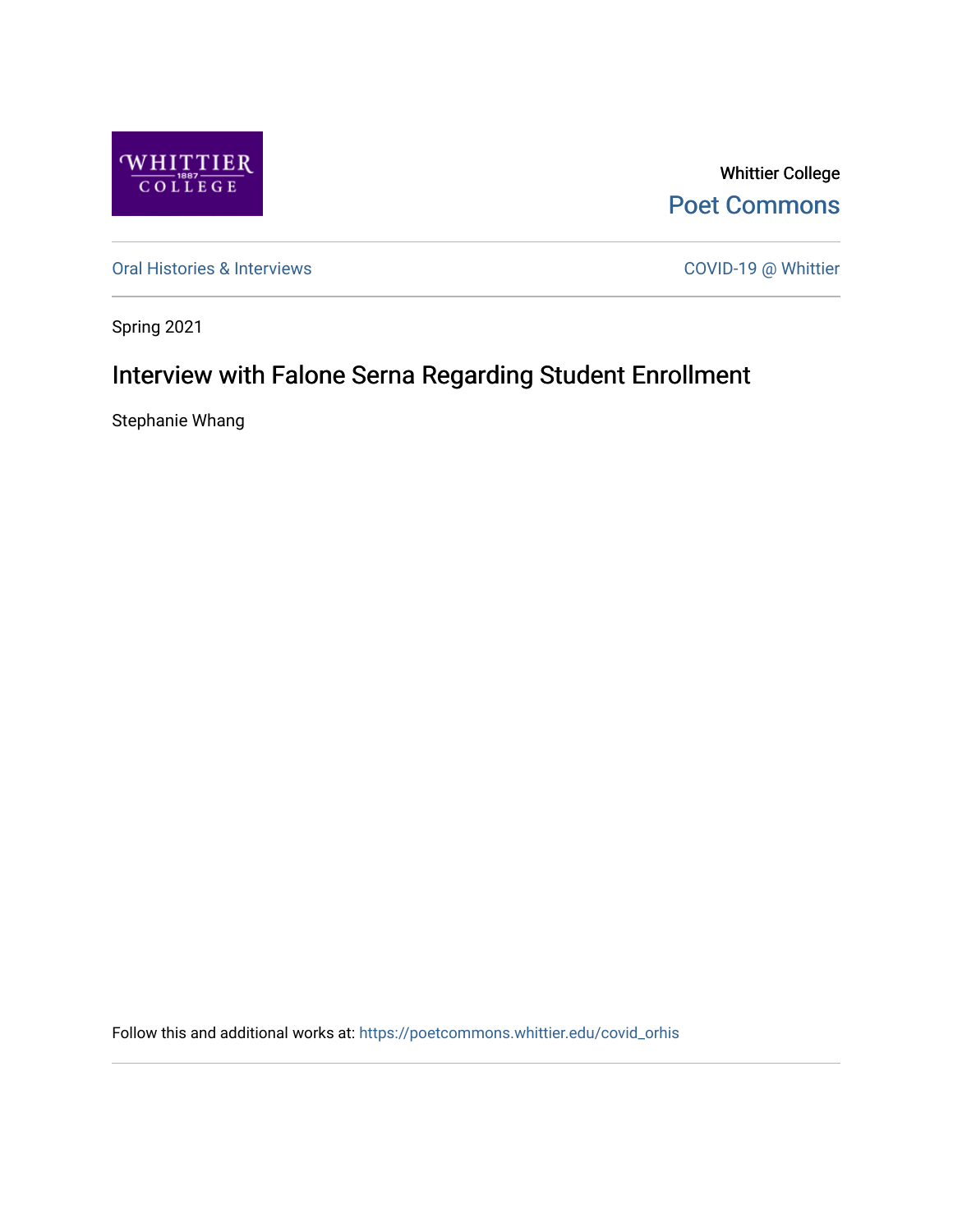Whittier College

Poet Commons

Oral Histories & Interviews

COVID-19 @ Whittier

Spring 2021

# Interview with Falone Serna Regarding Student Enrollment

Stephanie Whang

Follow this and additional works at: https://poetcommons.whittier.edu/covid_orhis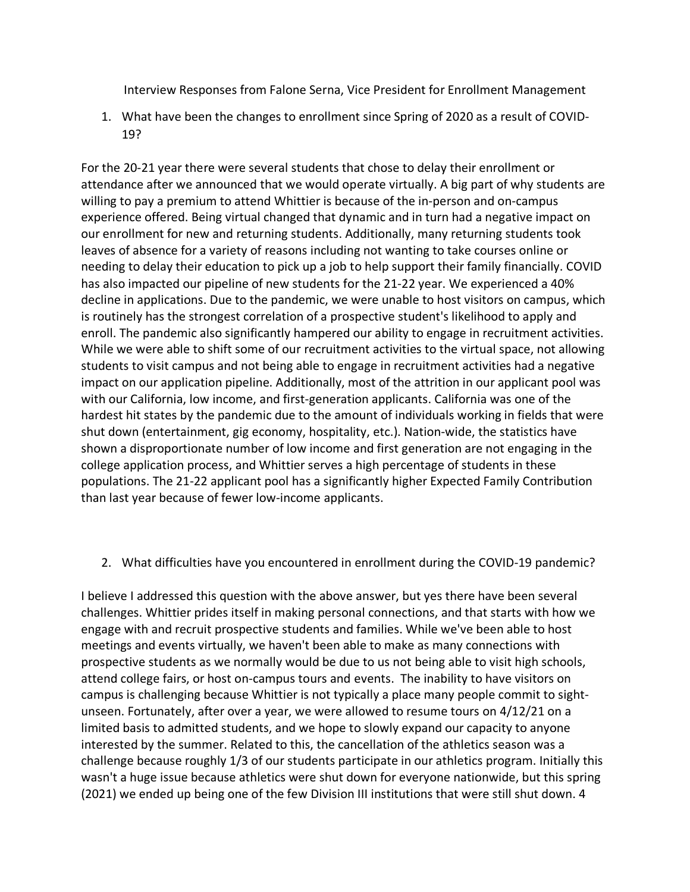Interview Responses from Falone Serna, Vice President for Enrollment Management

1. What have been the changes to enrollment since Spring of 2020 as a result of COVID-19?

For the 20-21 year there were several students that chose to delay their enrollment or attendance after we announced that we would operate virtually. A big part of why students are willing to pay a premium to attend Whittier is because of the in-person and on-campus experience offered. Being virtual changed that dynamic and in turn had a negative impact on our enrollment for new and returning students. Additionally, many returning students took leaves of absence for a variety of reasons including not wanting to take courses online or needing to delay their education to pick up a job to help support their family financially. COVID has also impacted our pipeline of new students for the 21-22 year. We experienced a 40% decline in applications. Due to the pandemic, we were unable to host visitors on campus, which is routinely has the strongest correlation of a prospective student's likelihood to apply and enroll. The pandemic also significantly hampered our ability to engage in recruitment activities. While we were able to shift some of our recruitment activities to the virtual space, not allowing students to visit campus and not being able to engage in recruitment activities had a negative impact on our application pipeline. Additionally, most of the attrition in our applicant pool was with our California, low income, and first-generation applicants. California was one of the hardest hit states by the pandemic due to the amount of individuals working in fields that were shut down (entertainment, gig economy, hospitality, etc.). Nation-wide, the statistics have shown a disproportionate number of low income and first generation are not engaging in the college application process, and Whittier serves a high percentage of students in these populations. The 21-22 applicant pool has a significantly higher Expected Family Contribution than last year because of fewer low-income applicants.

2. What difficulties have you encountered in enrollment during the COVID-19 pandemic?

I believe I addressed this question with the above answer, but yes there have been several challenges. Whittier prides itself in making personal connections, and that starts with how we engage with and recruit prospective students and families. While we've been able to host meetings and events virtually, we haven't been able to make as many connections with prospective students as we normally would be due to us not being able to visit high schools, attend college fairs, or host on-campus tours and events. The inability to have visitors on campus is challenging because Whittier is not typically a place many people commit to sight-unseen. Fortunately, after over a year, we were allowed to resume tours on 4/12/21 on a limited basis to admitted students, and we hope to slowly expand our capacity to anyone interested by the summer. Related to this, the cancellation of the athletics season was a challenge because roughly 1/3 of our students participate in our athletics program. Initially this wasn't a huge issue because athletics were shut down for everyone nationwide, but this spring (2021) we ended up being one of the few Division III institutions that were still shut down. 4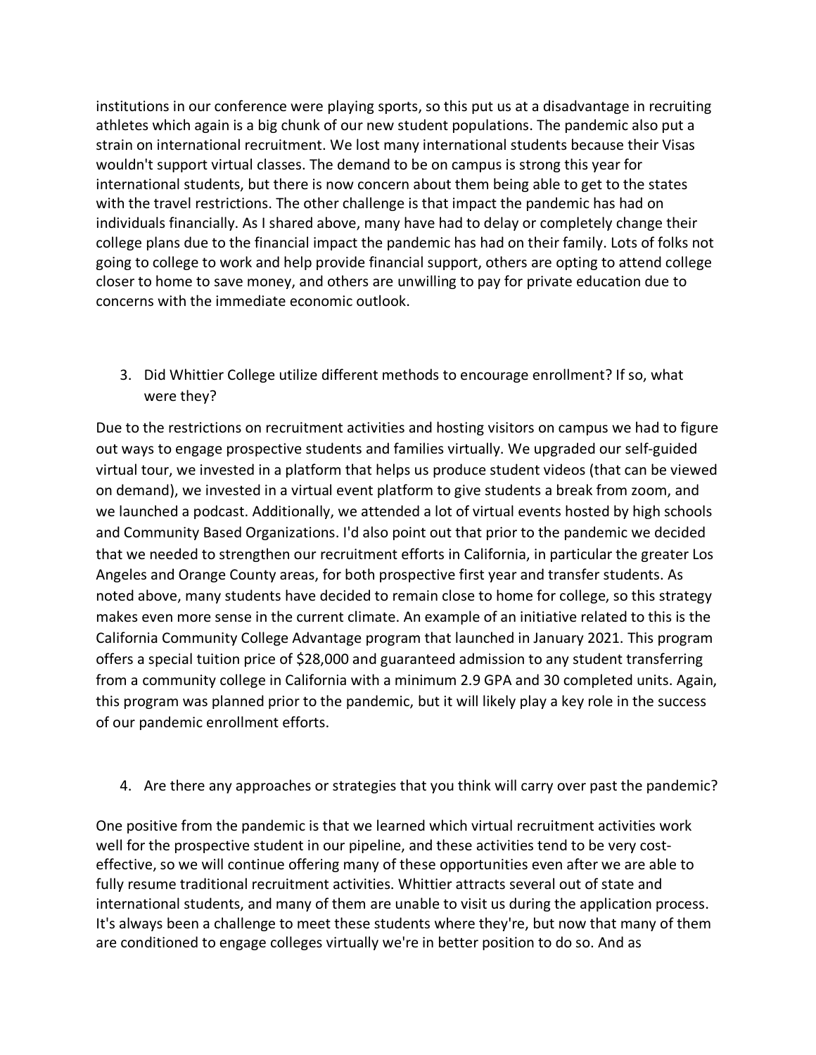institutions in our conference were playing sports, so this put us at a disadvantage in recruiting athletes which again is a big chunk of our new student populations. The pandemic also put a strain on international recruitment. We lost many international students because their Visas wouldn't support virtual classes. The demand to be on campus is strong this year for international students, but there is now concern about them being able to get to the states with the travel restrictions. The other challenge is that impact the pandemic has had on individuals financially. As I shared above, many have had to delay or completely change their college plans due to the financial impact the pandemic has had on their family. Lots of folks not going to college to work and help provide financial support, others are opting to attend college closer to home to save money, and others are unwilling to pay for private education due to concerns with the immediate economic outlook.

3. Did Whittier College utilize different methods to encourage enrollment? If so, what were they?

Due to the restrictions on recruitment activities and hosting visitors on campus we had to figure out ways to engage prospective students and families virtually. We upgraded our self-guided virtual tour, we invested in a platform that helps us produce student videos (that can be viewed on demand), we invested in a virtual event platform to give students a break from zoom, and we launched a podcast. Additionally, we attended a lot of virtual events hosted by high schools and Community Based Organizations. I'd also point out that prior to the pandemic we decided that we needed to strengthen our recruitment efforts in California, in particular the greater Los Angeles and Orange County areas, for both prospective first year and transfer students. As noted above, many students have decided to remain close to home for college, so this strategy makes even more sense in the current climate. An example of an initiative related to this is the California Community College Advantage program that launched in January 2021. This program offers a special tuition price of $28,000 and guaranteed admission to any student transferring from a community college in California with a minimum 2.9 GPA and 30 completed units. Again, this program was planned prior to the pandemic, but it will likely play a key role in the success of our pandemic enrollment efforts.

4. Are there any approaches or strategies that you think will carry over past the pandemic?

One positive from the pandemic is that we learned which virtual recruitment activities work well for the prospective student in our pipeline, and these activities tend to be very cost-effective, so we will continue offering many of these opportunities even after we are able to fully resume traditional recruitment activities. Whittier attracts several out of state and international students, and many of them are unable to visit us during the application process. It's always been a challenge to meet these students where they're, but now that many of them are conditioned to engage colleges virtually we're in better position to do so. And as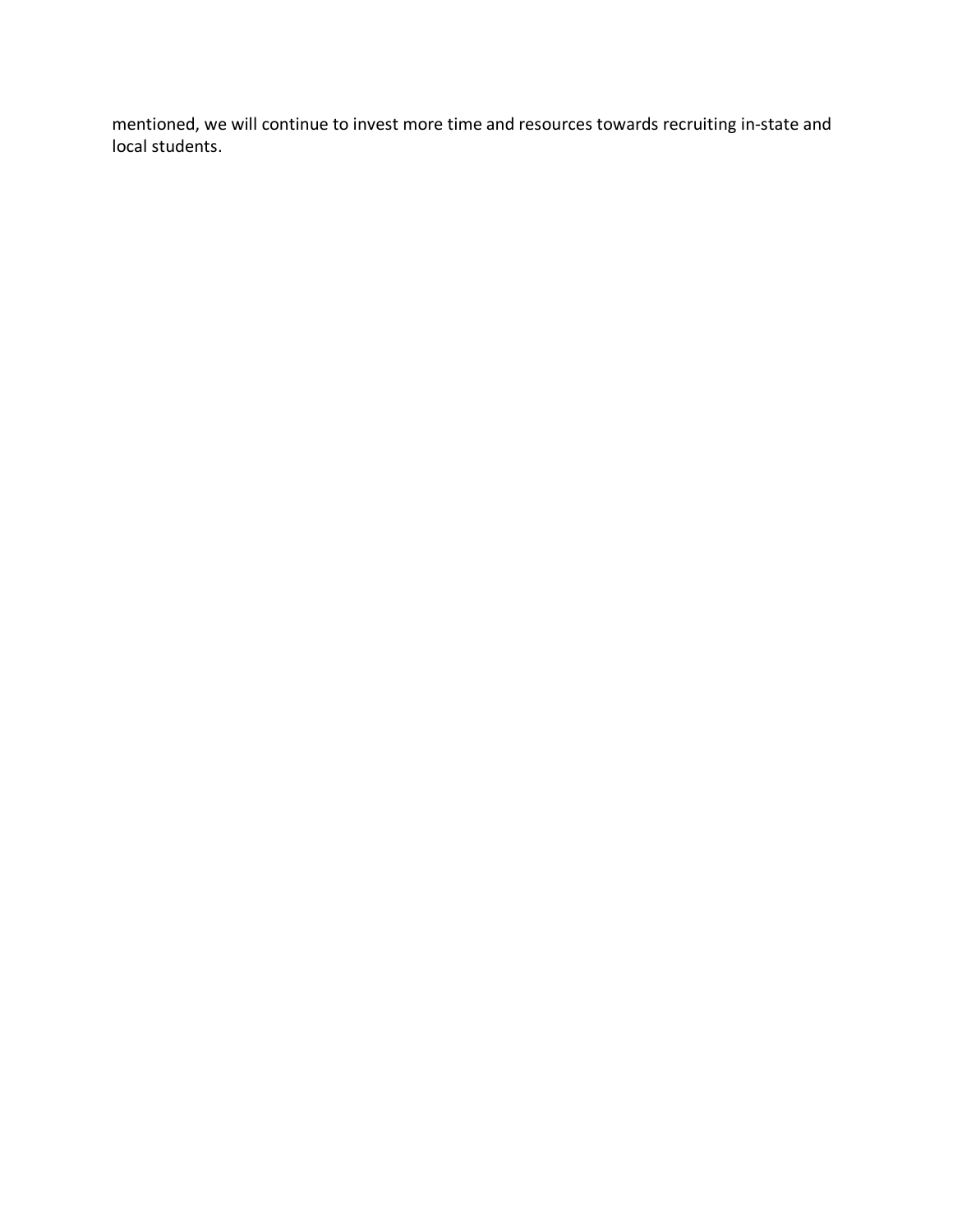mentioned, we will continue to invest more time and resources towards recruiting in-state and local students.